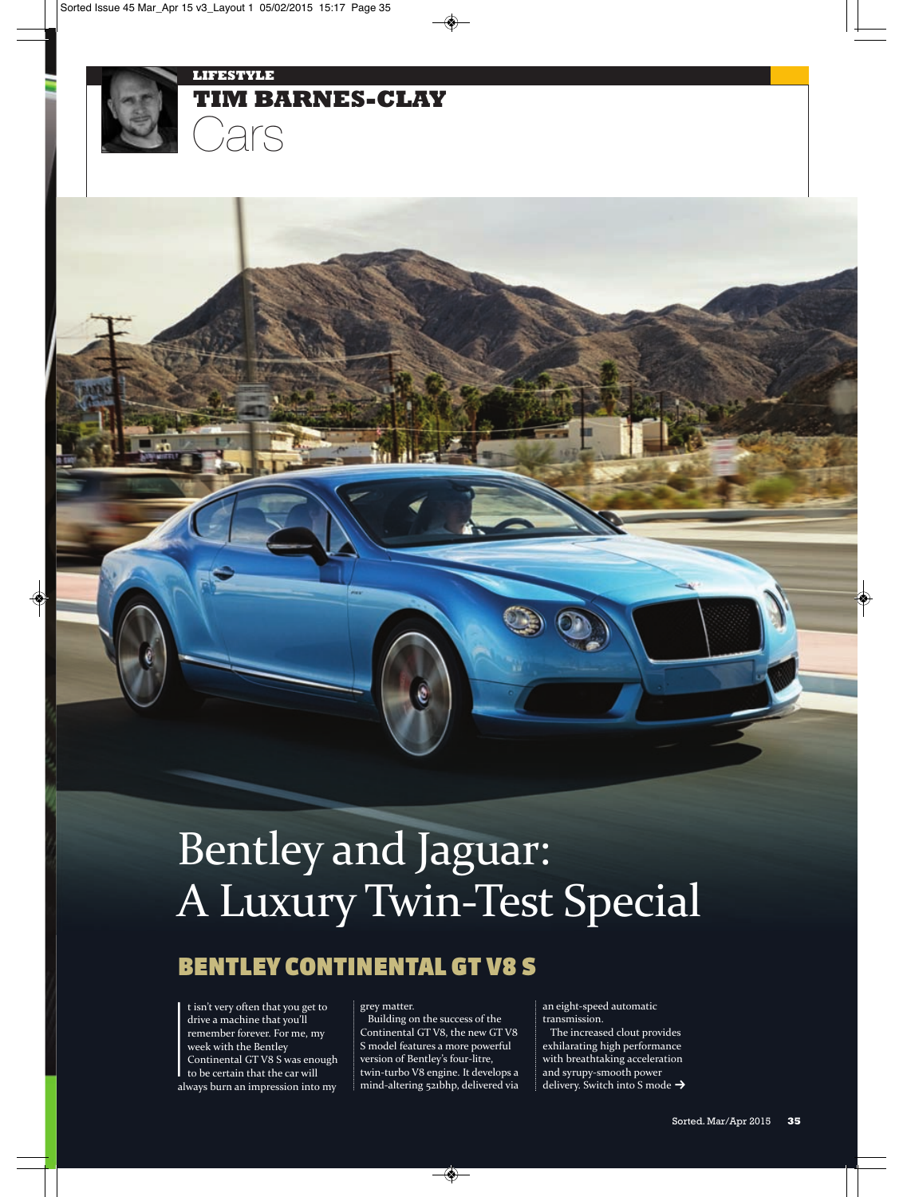LIFESTYLE

# TIM BARNES-CLAY Cars

# Bentley and Jaguar: A Luxury Twin-Test Special

## BENTLEY CONTINENTAL GT V8 S

It isn't very often that you get to drive a machine that you'll remember forever. For me, my week with the Bentley Continental GT V8 S was enough to be certain that the car will always burn an impression into my grey matter.

Building on the success of the Continental GT V8, the new GT V8 S model features a more powerful version of Bentley's four-litre, twin-turbo V8 engine. It develops a mind-altering 521bhp, delivered via an eight-speed automatic transmission.

The increased clout provides exhilarating high performance with breathtaking acceleration and syrupy-smooth power delivery. Switch into S mode →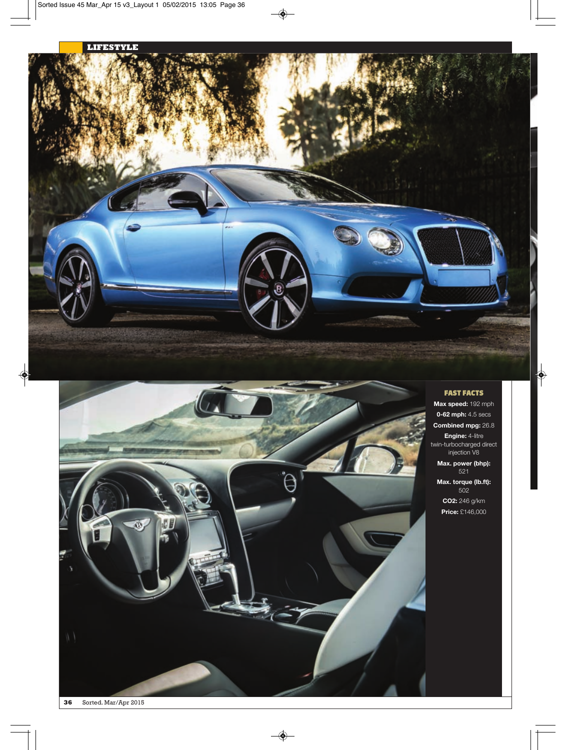## FAST FACTS

**Max speed:** 192 mph

**0-62 mph:** 4.5 secs

**Combined mpg:** 26.8

**Engine:** 4-litre twin-turbocharged direct injection V8

**Max. power (bhp):** 521

**Max. torque (lb.ft):** 502

**$CO_2$:** 246 g/km

**Price:** £146,000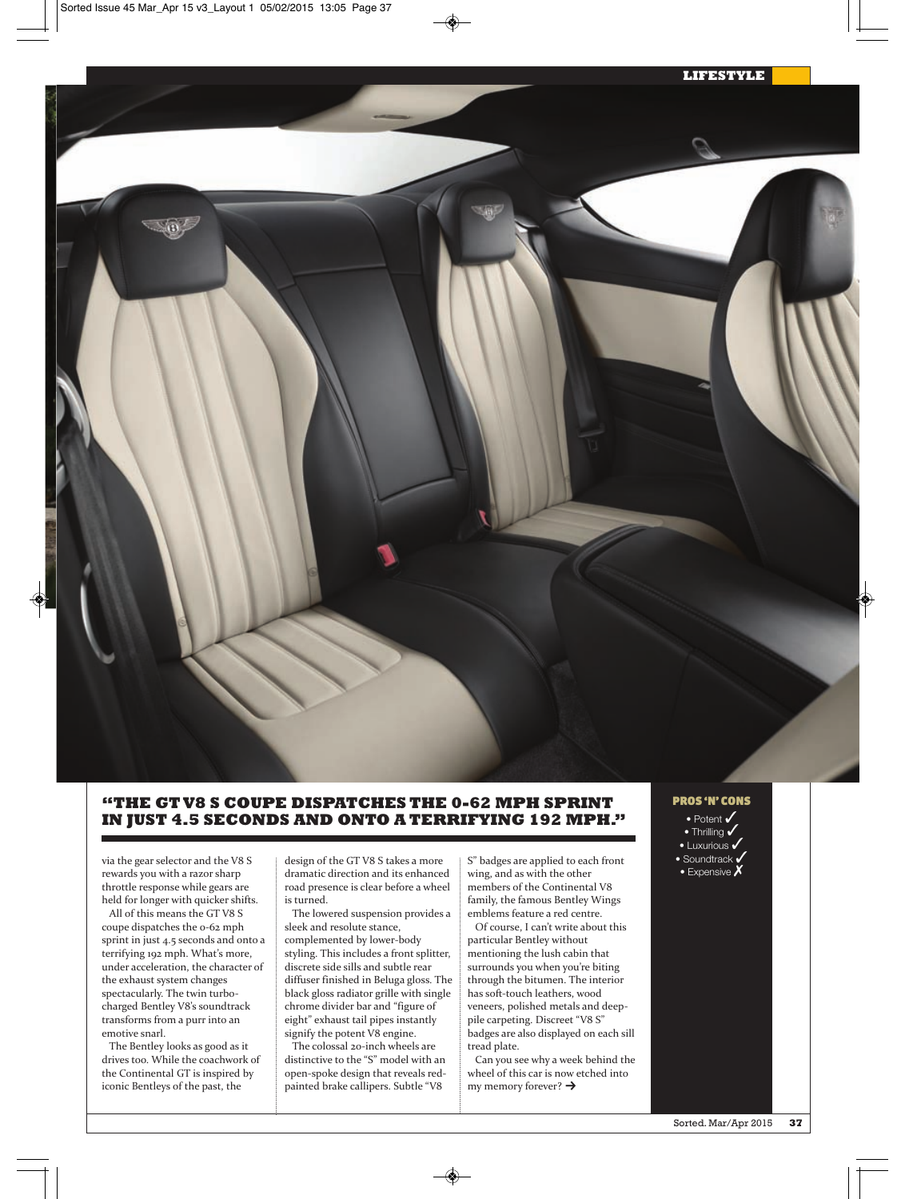## "THE GT V8 S COUPE DISPATCHES THE 0-62 MPH SPRINT IN JUST 4.5 SECONDS AND ONTO A TERRIFYING 192 MPH."

via the gear selector and the V8 S rewards you with a razor sharp throttle response while gears are held for longer with quicker shifts.

All of this means the GT V8 S coupe dispatches the 0-62 mph sprint in just 4.5 seconds and onto a terrifying 192 mph. What's more, under acceleration, the character of the exhaust system changes spectacularly. The twin turbo-charged Bentley V8's soundtrack transforms from a purr into an emotive snarl.

The Bentley looks as good as it drives too. While the coachwork of the Continental GT is inspired by iconic Bentleys of the past, the design of the GT V8 S takes a more dramatic direction and its enhanced road presence is clear before a wheel is turned.

The lowered suspension provides a sleek and resolute stance, complemented by lower-body styling. This includes a front splitter, discrete side sills and subtle rear diffuser finished in Beluga gloss. The black gloss radiator grille with single chrome divider bar and "figure of eight" exhaust tail pipes instantly signify the potent V8 engine.

The colossal 20-inch wheels are distinctive to the "S" model with an open-spoke design that reveals red-painted brake callipers. Subtle "V8 S" badges are applied to each front wing, and as with the other members of the Continental V8 family, the famous Bentley Wings emblems feature a red centre.

Of course, I can't write about this particular Bentley without mentioning the lush cabin that surrounds you when you're biting through the bitumen. The interior has soft-touch leathers, wood veneers, polished metals and deep-pile carpeting. Discreet "V8 S" badges are also displayed on each sill tread plate.

Can you see why a week behind the wheel of this car is now etched into my memory forever? →

**PROS 'N' CONS**

- Potent ✓
- Thrilling ✓
- Luxurious ✓
- Soundtrack ✓
- Expensive ✗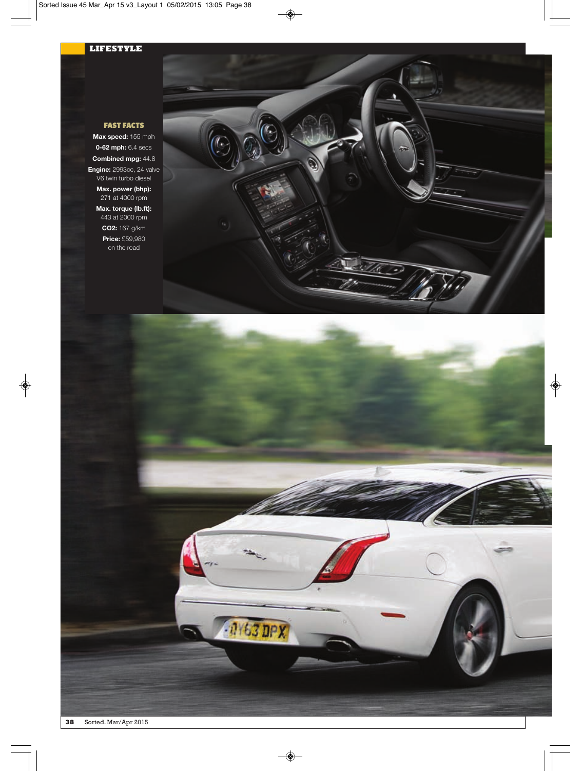## FAST FACTS

**Max speed:** 155 mph

**0-62 mph:** 6.4 secs

**Combined mpg:** 44.8

**Engine:** 2993cc, 24 valve V6 twin turbo diesel

**Max. power (bhp):** 271 at 4000 rpm

**Max. torque (lb.ft):** 443 at 2000 rpm

**CO2:** 167 g/km

**Price:** £59,980 on the road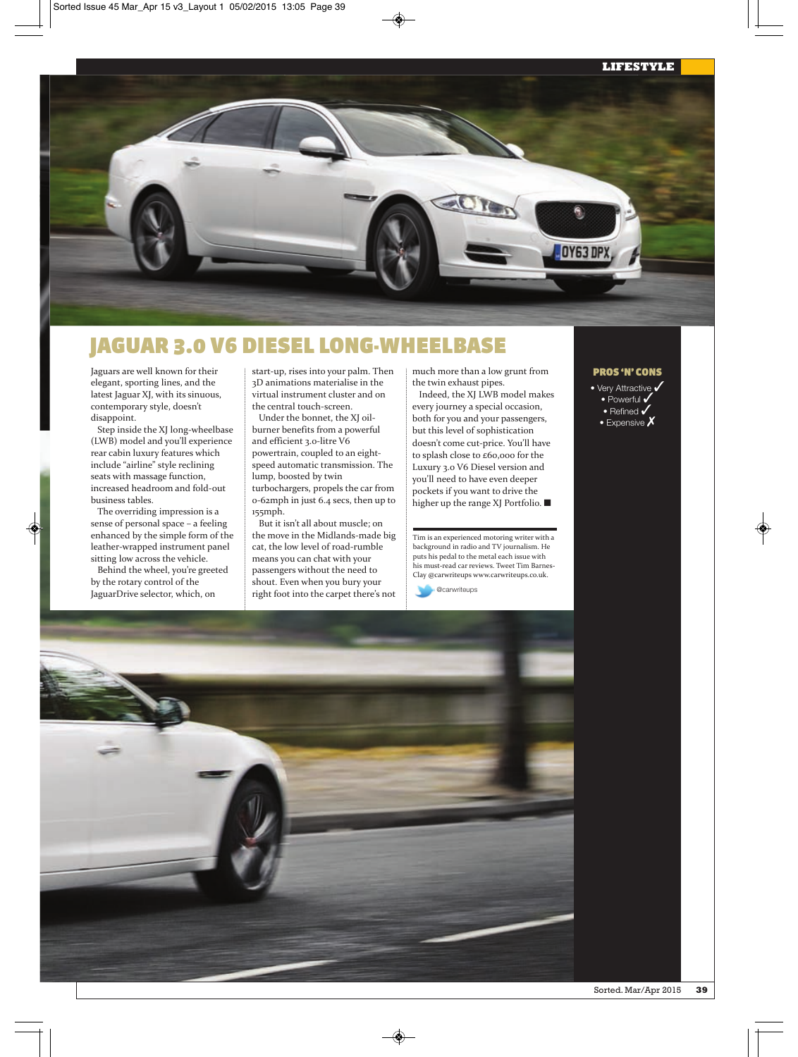# JAGUAR 3.0 V6 DIESEL LONG-WHEELBASE

Jaguars are well known for their elegant, sporting lines, and the latest Jaguar XJ, with its sinuous, contemporary style, doesn't disappoint.

Step inside the XJ long-wheelbase (LWB) model and you'll experience rear cabin luxury features which include "airline" style reclining seats with massage function, increased headroom and fold-out business tables.

The overriding impression is a sense of personal space – a feeling enhanced by the simple form of the leather-wrapped instrument panel sitting low across the vehicle.

Behind the wheel, you're greeted by the rotary control of the JaguarDrive selector, which, on start-up, rises into your palm. Then 3D animations materialise in the virtual instrument cluster and on the central touch-screen.

Under the bonnet, the XJ oil-burner benefits from a powerful and efficient 3.0-litre V6 powertrain, coupled to an eight-speed automatic transmission. The lump, boosted by twin turbochargers, propels the car from 0-62mph in just 6.4 secs, then up to 155mph.

But it isn't all about muscle; on the move in the Midlands-made big cat, the low level of road-rumble means you can chat with your passengers without the need to shout. Even when you bury your right foot into the carpet there's not much more than a low grunt from the twin exhaust pipes.

Indeed, the XJ LWB model makes every journey a special occasion, both for you and your passengers, but this level of sophistication doesn't come cut-price. You'll have to splash close to £60,000 for the Luxury 3.0 V6 Diesel version and you'll need to have even deeper pockets if you want to drive the higher up the range XJ Portfolio. ■

Tim is an experienced motoring writer with a background in radio and TV journalism. He puts his pedal to the metal each issue with his must-read car reviews. Tweet Tim Barnes-Clay @carwriteups www.carwriteups.co.uk.

@carwriteups

## PROS 'N' CONS

- Very Attractive ✓
- Powerful ✓
- Refined ✓
- Expensive ✗